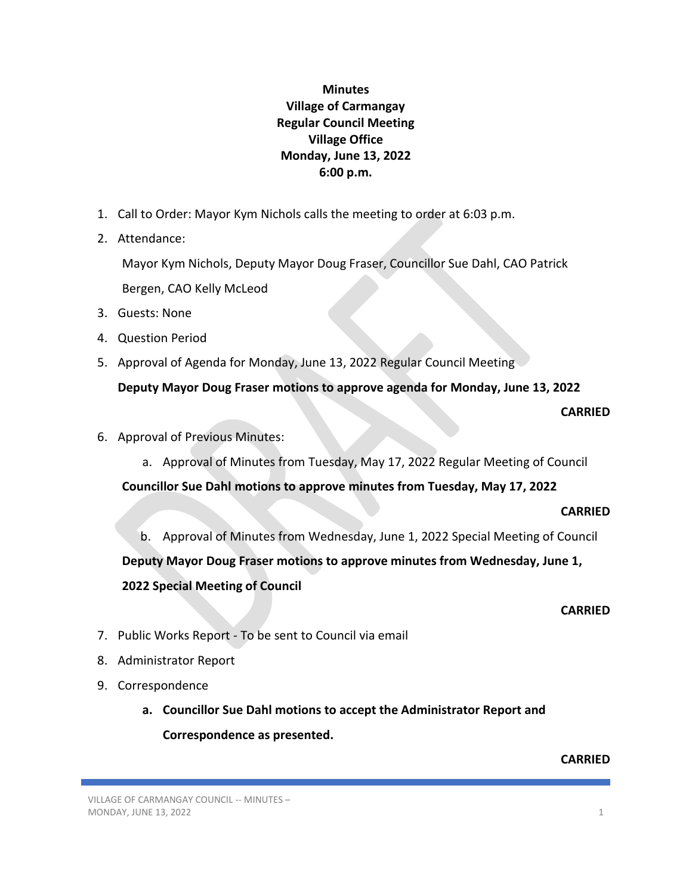**Minutes**
**Village of Carmangay**
**Regular Council Meeting**
**Village Office**
**Monday, June 13, 2022**
**6:00 p.m.**

1. Call to Order: Mayor Kym Nichols calls the meeting to order at 6:03 p.m.
2. Attendance:

   Mayor Kym Nichols, Deputy Mayor Doug Fraser, Councillor Sue Dahl, CAO Patrick Bergen, CAO Kelly McLeod

3. Guests: None
4. Question Period
5. Approval of Agenda for Monday, June 13, 2022 Regular Council Meeting

   **Deputy Mayor Doug Fraser motions to approve agenda for Monday, June 13, 2022**

   **CARRIED**

6. Approval of Previous Minutes:

   a. Approval of Minutes from Tuesday, May 17, 2022 Regular Meeting of Council

   **Councillor Sue Dahl motions to approve minutes from Tuesday, May 17, 2022**

   **CARRIED**

   b. Approval of Minutes from Wednesday, June 1, 2022 Special Meeting of Council

   **Deputy Mayor Doug Fraser motions to approve minutes from Wednesday, June 1, 2022 Special Meeting of Council**

   **CARRIED**

7. Public Works Report - To be sent to Council via email
8. Administrator Report
9. Correspondence

   a. **Councillor Sue Dahl motions to accept the Administrator Report and Correspondence as presented.**

   **CARRIED**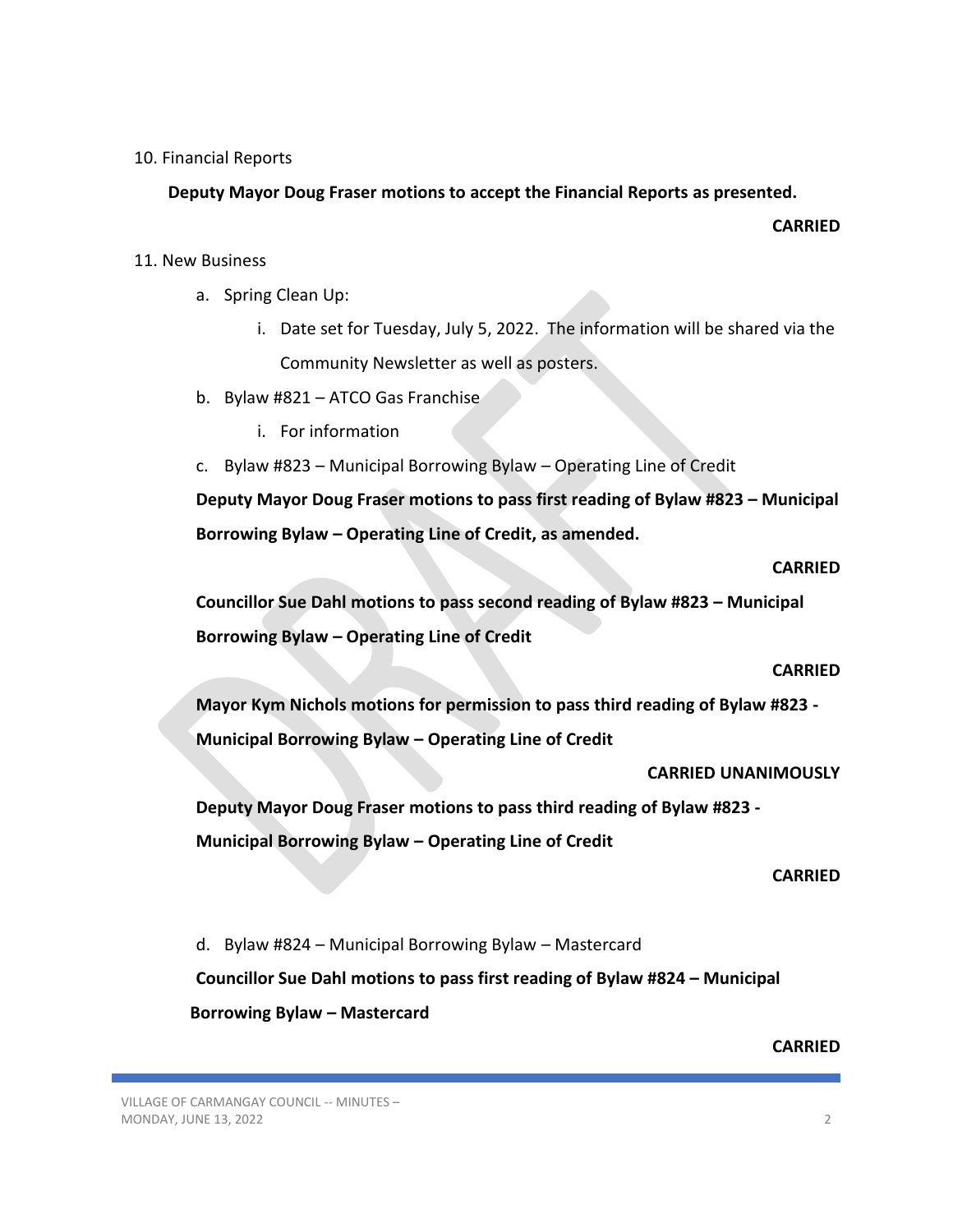10. Financial Reports

**Deputy Mayor Doug Fraser motions to accept the Financial Reports as presented.**

**CARRIED**

11. New Business

a. Spring Clean Up:

  i. Date set for Tuesday, July 5, 2022. The information will be shared via the Community Newsletter as well as posters.

b. Bylaw #821 – ATCO Gas Franchise

  i. For information

c. Bylaw #823 – Municipal Borrowing Bylaw – Operating Line of Credit

**Deputy Mayor Doug Fraser motions to pass first reading of Bylaw #823 – Municipal Borrowing Bylaw – Operating Line of Credit, as amended.**

**CARRIED**

**Councillor Sue Dahl motions to pass second reading of Bylaw #823 – Municipal Borrowing Bylaw – Operating Line of Credit**

**CARRIED**

**Mayor Kym Nichols motions for permission to pass third reading of Bylaw #823 - Municipal Borrowing Bylaw – Operating Line of Credit**

**CARRIED UNANIMOUSLY**

**Deputy Mayor Doug Fraser motions to pass third reading of Bylaw #823 - Municipal Borrowing Bylaw – Operating Line of Credit**

**CARRIED**

d. Bylaw #824 – Municipal Borrowing Bylaw – Mastercard

**Councillor Sue Dahl motions to pass first reading of Bylaw #824 – Municipal Borrowing Bylaw – Mastercard**

**CARRIED**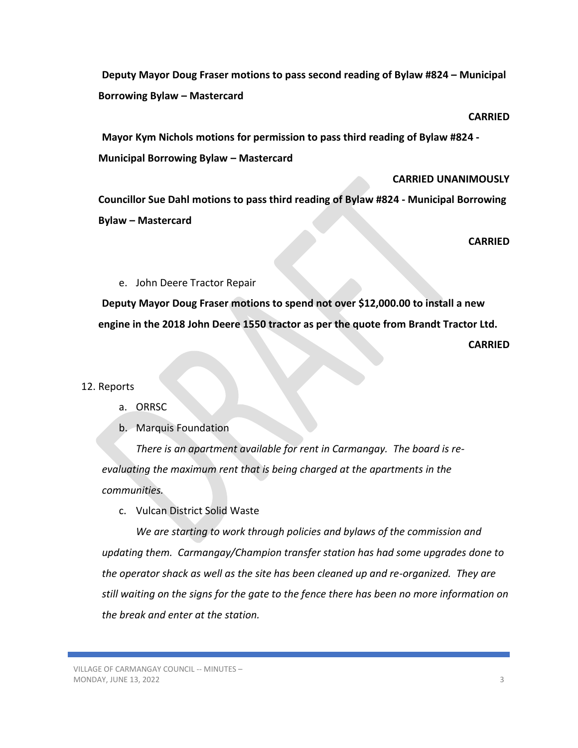**Deputy Mayor Doug Fraser motions to pass second reading of Bylaw #824 – Municipal Borrowing Bylaw – Mastercard**

**CARRIED**

**Mayor Kym Nichols motions for permission to pass third reading of Bylaw #824 - Municipal Borrowing Bylaw – Mastercard**

**CARRIED UNANIMOUSLY**

**Councillor Sue Dahl motions to pass third reading of Bylaw #824 - Municipal Borrowing Bylaw – Mastercard**

**CARRIED**

e. John Deere Tractor Repair

**Deputy Mayor Doug Fraser motions to spend not over $12,000.00 to install a new engine in the 2018 John Deere 1550 tractor as per the quote from Brandt Tractor Ltd.**

**CARRIED**

12. Reports

a. ORRSC

b. Marquis Foundation

*There is an apartment available for rent in Carmangay. The board is re-evaluating the maximum rent that is being charged at the apartments in the communities.*

c. Vulcan District Solid Waste

*We are starting to work through policies and bylaws of the commission and updating them. Carmangay/Champion transfer station has had some upgrades done to the operator shack as well as the site has been cleaned up and re-organized. They are still waiting on the signs for the gate to the fence there has been no more information on the break and enter at the station.*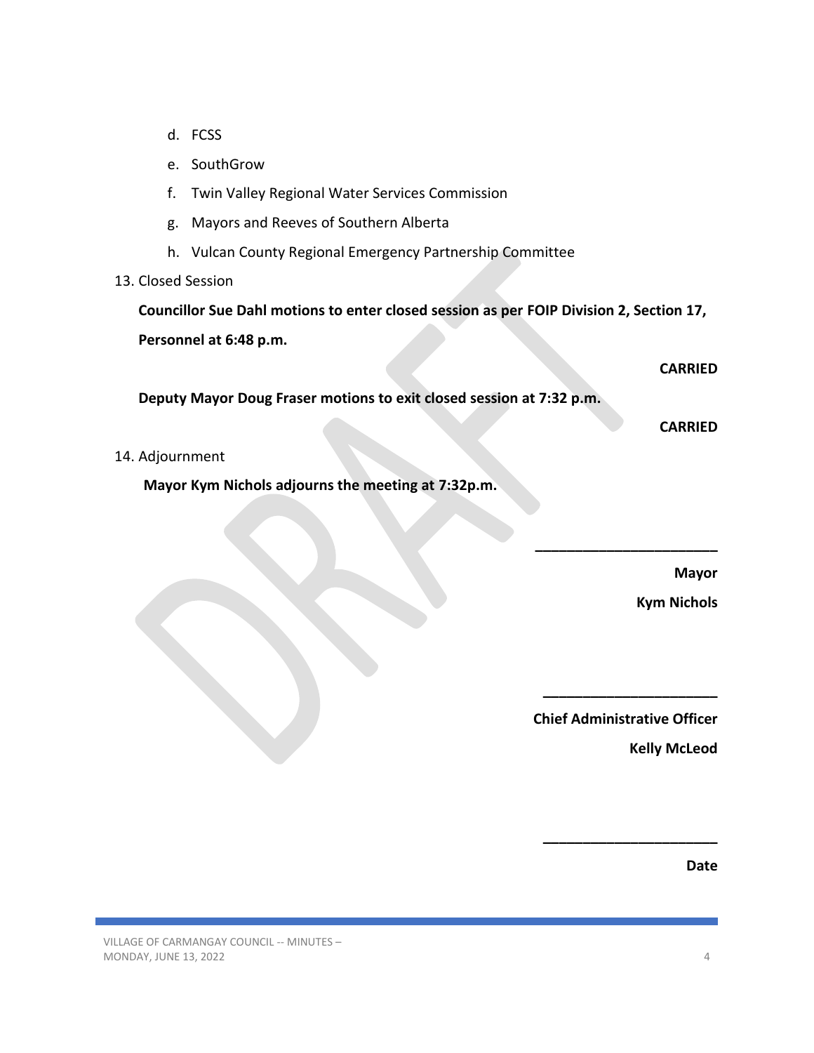d. FCSS

e. SouthGrow

f. Twin Valley Regional Water Services Commission

g. Mayors and Reeves of Southern Alberta

h. Vulcan County Regional Emergency Partnership Committee

13. Closed Session

**Councillor Sue Dahl motions to enter closed session as per FOIP Division 2, Section 17, Personnel at 6:48 p.m.**

**CARRIED**

**Deputy Mayor Doug Fraser motions to exit closed session at 7:32 p.m.**

**CARRIED**

14. Adjournment

**Mayor Kym Nichols adjourns the meeting at 7:32p.m.**

______________________

**Mayor**

**Kym Nichols**

______________________

**Chief Administrative Officer**

**Kelly McLeod**

______________________

**Date**